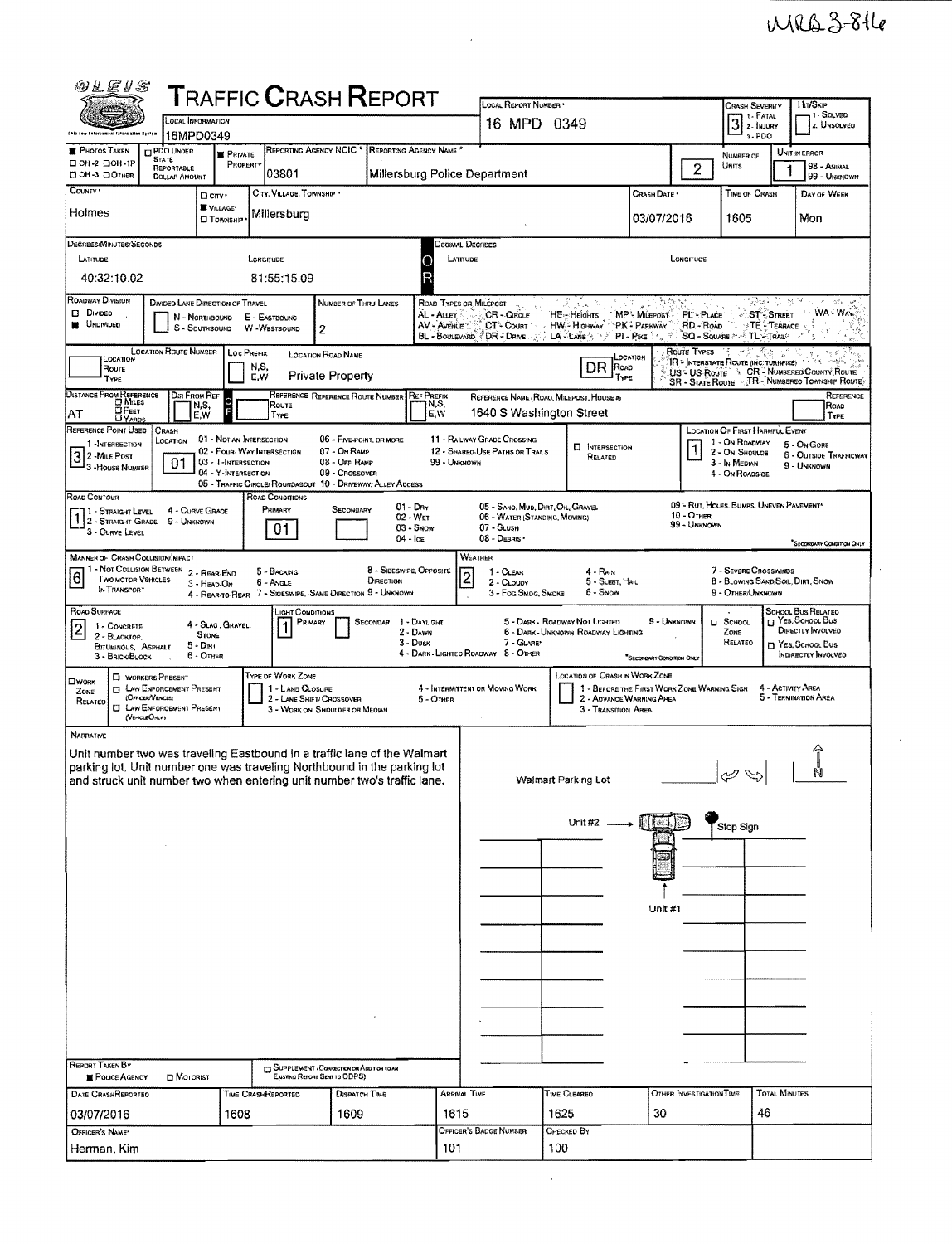MRB3-816

# TRAFFIC CRASH REPORT

| Field | Value |
|---|---|
| Local Information | 16MPD0349 |
| Local Report Number | 16 MPD 0349 |
| Crash Severity | 3 (1 - Fatal, 2 - Injury, 3 - PDO) |
| Hit/Skip | (1 - Solved, 2. Unsolved) |
| Photos Taken | ☐ OH-2 ☐ OH-1P ☐ OH-3 ☐ Other |
| PDO Under State Reportable Dollar Amount | ☐ |
| Private Property | ■ |
| Reporting Agency NCIC | 03801 |
| Reporting Agency Name | Millersburg Police Department |
| Number of Units | 2 |
| Unit in Error | 1 (98 - Animal, 99 - Unknown) |
| County | Holmes |
| City/Village/Township | ■ Village · Millersburg |
| Crash Date | 03/07/2016 |
| Time of Crash | 1605 |
| Day of Week | Mon |

**Degrees/Minutes/Seconds**

| Latitude | Longitude |
|---|---|
| 40:32:10.02 | 81:55:15.09 |

**Decimal Degrees** — Latitude: / Longitude:

**Roadway Division:** ☐ Divided ■ Undivided

**Divided Lane Direction of Travel:** N - Northbound, S - Southbound, E - Eastbound, W - Westbound

**Number of Thru Lanes:** 2

**Road Types or Milepost:** AL - Alley, AV - Avenue, BL - Boulevard, CR - Circle, CT - Court, DR - Drive, HE - Heights, HW - Highway, LA - Lane, MP - Milepost, PK - Parkway, PI - Pike, PL - Place, RD - Road, SQ - Square, ST - Street, TE - Terrace, TL - Trail, WA - Way

| Location Route Type | Location Route Number | Loc Prefix (N,S,E,W) | Location Road Name | Location Road Type |
|---|---|---|---|---|
| | | | Private Property | DR |

**Route Types:** IR - Interstate Route (Inc. Turnpike), US - US Route, SR - State Route, CR - Numbered County Route, TR - Numbered Township Route

| Distance From Reference | Dir From Ref | Reference Route | Reference Reference Route Number | Ref Prefix | Reference Name (Road, Milepost, House #) | Reference Road Type |
|---|---|---|---|---|---|---|
| AT | | | | | 1640 S Washington Street | |

**Reference Point Used:** 3 (1 - Intersection, 2 - Mile Post, 3 - House Number)

**Crash Location:** 01 (01 - Not an Intersection, 02 - Four-Way Intersection, 03 - T-Intersection, 04 - Y-Intersection, 05 - Traffic Circle/Roundabout, 06 - Five-Point, or More, 07 - On Ramp, 08 - Off Ramp, 09 - Crossover, 10 - Driveway/Alley Access, 11 - Railway Grade Crossing, 12 - Shared-Use Paths or Trails, 99 - Unknown)

☐ Intersection Related

**Location of First Harmful Event:** 1 (1 - On Roadway, 2 - On Shoulder, 3 - In Median, 4 - On Roadside, 5 - On Gore, 6 - Outside Trafficway, 9 - Unknown)

**Road Contour:** 1 (1 - Straight Level, 2 - Straight Grade, 3 - Curve Level, 4 - Curve Grade, 9 - Unknown)

**Road Conditions:** Primary 01 / Secondary (01 - Dry, 02 - Wet, 03 - Snow, 04 - Ice, 05 - Sand, Mud, Dirt, Oil, Gravel, 06 - Water (Standing, Moving), 07 - Slush, 08 - Debris, 09 - Rut, Holes, Bumps, Uneven Pavement, 10 - Other, 99 - Unknown)

**Manner of Crash Collision/Impact:** 6 (1 - Not Collision Between Two Motor Vehicles In Transport, 2 - Rear-End, 3 - Head-On, 4 - Rear-to-Rear, 5 - Backing, 6 - Angle, 7 - Sideswipe, Same Direction, 8 - Sideswipe, Opposite Direction, 9 - Unknown)

**Weather:** 2 (1 - Clear, 2 - Cloudy, 3 - Fog, Smog, Smoke, 4 - Rain, 5 - Sleet, Hail, 6 - Snow, 7 - Severe Crosswinds, 8 - Blowing Sand, Soil, Dirt, Snow, 9 - Other/Unknown)

**Road Surface:** 2 (1 - Concrete, 2 - Blacktop, Bituminous, Asphalt, 3 - Brick/Block, 4 - Slag, Gravel, Stone, 5 - Dirt, 6 - Other)

**Light Conditions:** Primary 1 / Secondary (1 - Daylight, 2 - Dawn, 3 - Dusk, 4 - Dark - Lighted Roadway, 5 - Dark - Roadway Not Lighted, 6 - Dark - Unknown Roadway Lighting, 7 - Glare, 8 - Other, 9 - Unknown)

☐ School Zone Related · School Bus Related: ☐ Yes, School Bus Directly Involved ☐ Yes, School Bus Indirectly Involved

**Work Zone Related:** ☐ Workers Present ☐ Law Enforcement Present (Officer/Vehicle) ☐ Law Enforcement Present (Vehicle Only)

Type of Work Zone: 1 - Lane Closure, 2 - Lane Shift/Crossover, 3 - Work on Shoulder or Median, 4 - Intermittent or Moving Work, 5 - Other

Location of Crash in Work Zone: 1 - Before the First Work Zone Warning Sign, 2 - Advance Warning Area, 3 - Transition Area, 4 - Activity Area, 5 - Termination Area

## Narrative

Unit number two was traveling Eastbound in a traffic lane of the Walmart parking lot. Unit number one was traveling Northbound in the parking lot and struck unit number two when entering unit number two's traffic lane.

Diagram labels: Walmart Parking Lot · Unit #2 · Stop Sign · Unit #1 · N

**Report Taken By:** ■ Police Agency ☐ Motorist

☐ Supplement (Correction or Addition to an Existing Report Sent to ODPS)

| Date Crash Reported | Time Crash Reported | Dispatch Time | Arrival Time | Time Cleared | Other Investigation Time | Total Minutes |
|---|---|---|---|---|---|---|
| 03/07/2016 | 1608 | 1609 | 1615 | 1625 | 30 | 46 |

| Officer's Name | Officer's Badge Number | Checked By |
|---|---|---|
| Herman, Kim | 101 | 100 |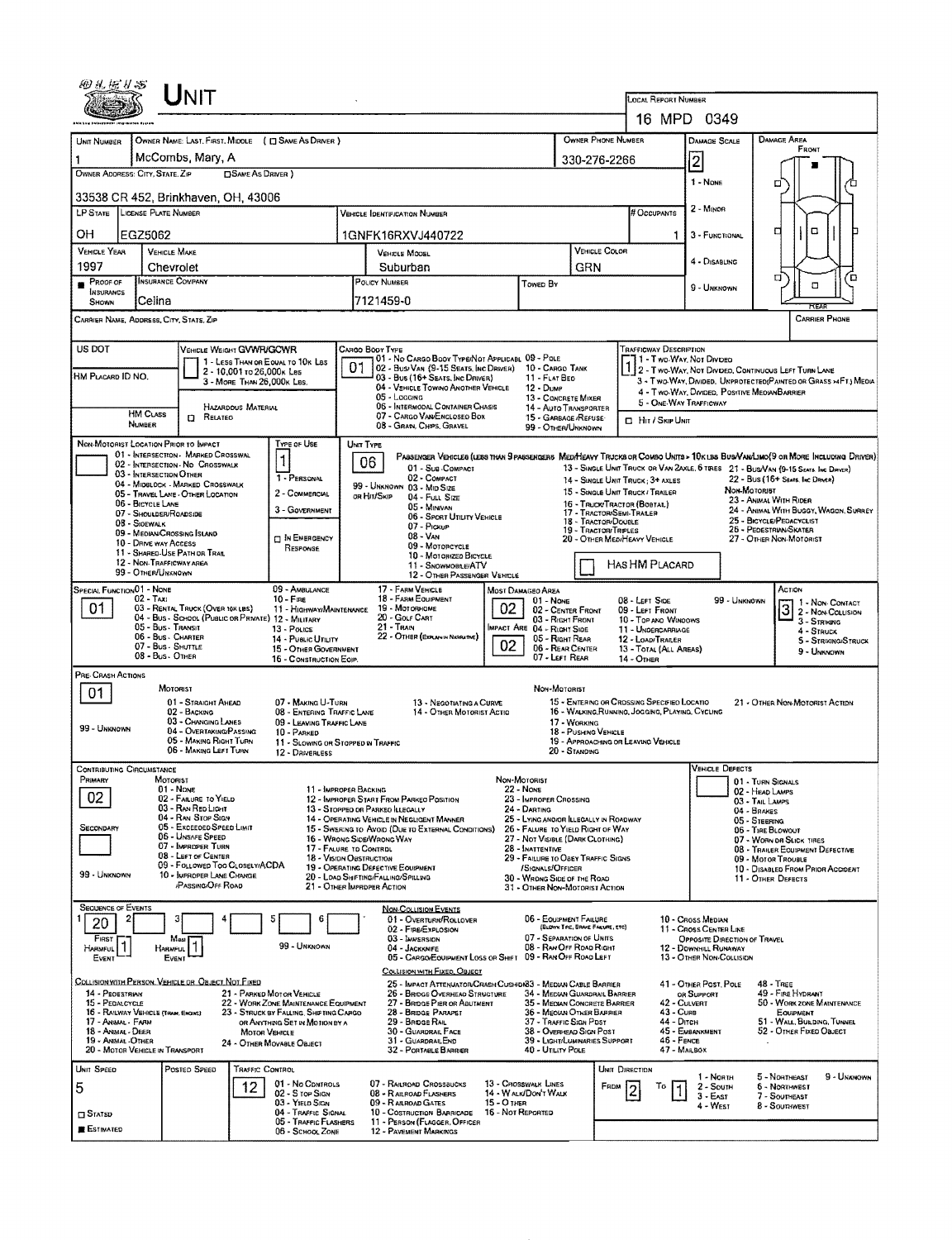# UNIT

LOCAL REPORT NUMBER: 16 MPD 0349

| UNIT NUMBER | OWNER NAME: LAST, FIRST, MIDDLE | OWNER PHONE NUMBER | DAMAGE SCALE |
|---|---|---|---|
| 1 | McCombs, Mary, A | 330-276-2266 | 2 |

OWNER ADDRESS: CITY, STATE, ZIP: 33538 CR 452, Brinkhaven, OH, 43006

DAMAGE SCALE: 1 - NONE, 2 - MINOR, 3 - FUNCTIONAL, 4 - DISABLING, 9 - UNKNOWN

| LP STATE | LICENSE PLATE NUMBER | VEHICLE IDENTIFICATION NUMBER | # OCCUPANTS |
|---|---|---|---|
| OH | EGZ5062 | 1GNFK16RXVJ440722 | 1 |

| VEHICLE YEAR | VEHICLE MAKE | VEHICLE MODEL | VEHICLE COLOR |
|---|---|---|---|
| 1997 | Chevrolet | Suburban | GRN |

| PROOF OF INSURANCE SHOWN | INSURANCE COMPANY | POLICY NUMBER | TOWED BY |
|---|---|---|---|
| ■ | Celina | 7121459-0 | |

CARRIER NAME, ADDRESS, CITY, STATE, ZIP:

CARRIER PHONE:

US DOT:

VEHICLE WEIGHT GVWR/GCWR: 1 - LESS THAN OR EQUAL TO 10K LBS; 2 - 10,001 TO 26,000K LBS; 3 - MORE THAN 26,000K LBS.

HM PLACARD ID NO.:

HM CLASS NUMBER: ☐ RELATED (HAZARDOUS MATERIAL)

CARGO BODY TYPE: 01

01 - NO CARGO BODY TYPE/NOT APPLICABLE; 02 - BUS/VAN (9-15 SEATS, INC DRIVER); 03 - BUS (16+ SEATS, INC DRIVER); 04 - VEHICLE TOWING ANOTHER VEHICLE; 05 - LOGGING; 06 - INTERMODAL CONTAINER CHASIS; 07 - CARGO VAN/ENCLOSED BOX; 08 - GRAIN, CHIPS, GRAVEL; 09 - POLE; 10 - CARGO TANK; 11 - FLAT BED; 12 - DUMP; 13 - CONCRETE MIXER; 14 - AUTO TRANSPORTER; 15 - GARBAGE/REFUSE; 99 - OTHER/UNKNOWN

TRAFFICWAY DESCRIPTION: 1

1 - TWO-WAY, NOT DIVIDED; 2 - TWO-WAY, NOT DIVIDED, CONTINUOUS LEFT TURN LANE; 3 - TWO-WAY, DIVIDED, UNPROTECTED (PAINTED OR GRASS >4FT.) MEDIA; 4 - TWO-WAY, DIVIDED, POSITIVE MEDIAN BARRIER; 5 - ONE-WAY TRAFFICWAY

☐ HIT / SKIP UNIT

NON-MOTORIST LOCATION PRIOR TO IMPACT:

01 - INTERSECTION - MARKED CROSSWALK; 02 - INTERSECTION - NO CROSSWALK; 03 - INTERSECTION OTHER; 04 - MIDBLOCK - MARKED CROSSWALK; 05 - TRAVEL LANE - OTHER LOCATION; 06 - BICYCLE LANE; 07 - SHOULDER/ROADSIDE; 08 - SIDEWALK; 09 - MEDIAN/CROSSING ISLAND; 10 - DRIVE WAY ACCESS; 11 - SHARED-USE PATH OR TRAIL; 12 - NON-TRAFFICWAY AREA; 99 - OTHER/UNKNOWN

TYPE OF USE: 1

1 - PERSONAL; 2 - COMMERCIAL; 3 - GOVERNMENT; ☐ IN EMERGENCY RESPONSE

UNIT TYPE: 06

PASSENGER VEHICLES (LESS THAN 9 PASSENGERS MED/HEAVY TRUCKS OR COMBO UNITS > 10K LBS BUS/VAN/LIMO (9 OR MORE INCLUDING DRIVER)

01 - SUB COMPACT; 02 - COMPACT; 99 - UNKNOWN 03 - MID SIZE; OR HIT/SKIP 04 - FULL SIZE; 05 - MINIVAN; 06 - SPORT UTILITY VEHICLE; 07 - PICKUP; 08 - VAN; 09 - MOTORCYCLE; 10 - MOTORIZED BICYCLE; 11 - SNOWMOBILE/ATV; 12 - OTHER PASSENGER VEHICLE

13 - SINGLE UNIT TRUCK OR VAN 2AXLE, 6 TIRES; 14 - SINGLE UNIT TRUCK; 3+ AXLES; 15 - SINGLE UNIT TRUCK / TRAILER; 16 - TRUCK/TRACTOR (BOBTAIL); 17 - TRACTOR/SEMI-TRAILER; 18 - TRACTOR/DOUBLE; 19 - TRACTOR/TRIPLES; 20 - OTHER MED/HEAVY VEHICLE

21 - BUS/VAN (9-15 SEATS, INC DRIVER); 22 - BUS (16+ SEATS, INC DRIVER)

NON-MOTORIST: 23 - ANIMAL WITH RIDER; 24 - ANIMAL WITH BUGGY, WAGON, SURREY; 25 - BICYCLE/PEDACYCLIST; 26 - PEDESTRIAN/SKATER; 27 - OTHER NON-MOTORIST

☐ HAS HM PLACARD

SPECIAL FUNCTION: 01

01 - NONE; 02 - TAXI; 03 - RENTAL TRUCK (OVER 10K LBS); 04 - BUS - SCHOOL (PUBLIC OR PRIVATE); 05 - BUS - TRANSIT; 06 - BUS - CHARTER; 07 - BUS - SHUTTLE; 08 - BUS - OTHER; 09 - AMBULANCE; 10 - FIRE; 11 - HIGHWAY/MAINTENANCE; 12 - MILITARY; 13 - POLICE; 14 - PUBLIC UTILITY; 15 - OTHER GOVERNMENT; 16 - CONSTRUCTION EQIP.; 17 - FARM VEHICLE; 18 - FARM EQUIPMENT; 19 - MOTORHOME; 20 - GOLF CART; 21 - TRAIN; 22 - OTHER (EXPLAIN IN NARRATIVE)

MOST DAMAGED AREA: 02; IMPACT ARE: 02

01 - NONE; 02 - CENTER FRONT; 03 - RIGHT FRONT; 04 - RIGHT SIDE; 05 - RIGHT REAR; 06 - REAR CENTER; 07 - LEFT REAR; 08 - LEFT SIDE; 09 - LEFT FRONT; 10 - TOP AND WINDOWS; 11 - UNDERCARRIAGE; 12 - LOAD/TRAILER; 13 - TOTAL (ALL AREAS); 14 - OTHER; 99 - UNKNOWN

ACTION: 3

1 - NON-CONTACT; 2 - NON-COLLISION; 3 - STRIKING; 4 - STRUCK; 5 - STRIKING/STRUCK; 9 - UNKNOWN

PRE-CRASH ACTIONS: 01

MOTORIST: 01 - STRAIGHT AHEAD; 02 - BACKING; 03 - CHANGING LANES; 04 - OVERTAKING/PASSING; 05 - MAKING RIGHT TURN; 06 - MAKING LEFT TURN; 07 - MAKING U-TURN; 08 - ENTERING TRAFFIC LANE; 09 - LEAVING TRAFFIC LANE; 10 - PARKED; 11 - SLOWING OR STOPPED IN TRAFFIC; 12 - DRIVERLESS; 13 - NEGOTIATING A CURVE; 14 - OTHER MOTORIST ACTIO; 99 - UNKNOWN

NON-MOTORIST: 15 - ENTERING OR CROSSING SPECIFIED LOCATIO; 16 - WALKING, RUNNING, JOGGING, PLAYING, CYCLING; 17 - WORKING; 18 - PUSHING VEHICLE; 19 - APPROACHING OR LEAVING VEHICLE; 20 - STANDING; 21 - OTHER NON-MOTORIST ACTION

CONTRIBUTING CIRCUMSTANCE: PRIMARY: 02; SECONDARY:

MOTORIST: 01 - NONE; 02 - FAILURE TO YIELD; 03 - RAN RED LIGHT; 04 - RAN STOP SIGN; 05 - EXCEEDED SPEED LIMIT; 06 - UNSAFE SPEED; 07 - IMPROPER TURN; 08 - LEFT OF CENTER; 09 - FOLLOWED TOO CLOSELY/ACDA; 10 - IMPROPER LANE CHANGE /PASSING/OFF ROAD; 11 - IMPROPER BACKING; 12 - IMPROPER START FROM PARKED POSITION; 13 - STOPPED OR PARKED ILLEGALLY; 14 - OPERATING VEHICLE IN NEGLIGENT MANNER; 15 - SWERING TO AVOID (DUE TO EXTERNAL CONDITIONS); 16 - WRONG SIDE/WRONG WAY; 17 - FAILURE TO CONTROL; 18 - VISION OBSTRUCTION; 19 - OPERATING DEFECTIVE EQUIPMENT; 20 - LOAD SHIFTING/FALLING/SPILLING; 21 - OTHER IMPROPER ACTION; 99 - UNKNOWN

NON-MOTORIST: 22 - NONE; 23 - IMPROPER CROSSING; 24 - DARTING; 25 - LYING AND/OR ILLEGALLY IN ROADWAY; 26 - FALURE TO YIELD RIGHT OF WAY; 27 - NOT VISIBLE (DARK CLOTHING); 28 - INATTENTIVE; 29 - FAILURE TO OBEY TRAFFIC SIGNS /SIGNALS/OFFICER; 30 - WRONG SIDE OF THE ROAD; 31 - OTHER NON-MOTORIST ACTION

VEHICLE DEFECTS: 01 - TURN SIGNALS; 02 - HEAD LAMPS; 03 - TAIL LAMPS; 04 - BRAKES; 05 - STEERING; 06 - TIRE BLOWOUT; 07 - WORN OR SLICK TIRES; 08 - TRAILER EQUIPMENT DEFECTIVE; 09 - MOTOR TROUBLE; 10 - DISABLED FROM PRIOR ACCIDENT; 11 - OTHER DEFECTS

SEQUENCE OF EVENTS: 1: 20; 2: ; 3: ; 4: ; 5: ; 6:

FIRST HARMFUL EVENT: 1; MOST HARMFUL EVENT: 1; 99 - UNKNOWN

NON COLLISION EVENTS: 01 - OVERTURN/ROLLOVER; 02 - FIRE/EXPLOSION; 03 - IMMERSION; 04 - JACKKNIFE; 05 - CARGO/EQUIPMENT LOSS OR SHIFT; 06 - EQUIPMENT FAILURE (BLOWN TIRE, BRAKE FAILURE, ETC); 07 - SEPARATION OF UNITS; 08 - RAN OFF ROAD RIGHT; 09 - RAN OFF ROAD LEFT; 10 - CROSS MEDIAN; 11 - CROSS CENTER LINE OPPOSITE DIRECTION OF TRAVEL; 12 - DOWNHILL RUNAWAY; 13 - OTHER NON-COLLISION

COLLISION WITH PERSON, VEHICLE OR OBJECT NOT FIXED: 14 - PEDESTRIAN; 15 - PEDALCYCLE; 16 - RAILWAY VEHICLE (TRAIN, ENGINE); 17 - ANIMAL - FARM; 18 - ANIMAL - DEER; 19 - ANIMAL - OTHER; 20 - MOTOR VEHICLE IN TRANSPORT; 21 - PARKED MOTOR VEHICLE; 22 - WORK ZONE MAINTENANCE EQUIPMENT; 23 - STRUCK BY FALLING, SHIFTING CARGO OR ANYTHING SET IN MOTION BY A MOTOR VEHICLE; 24 - OTHER MOVABLE OBJECT

COLLISION WITH FIXED, OBJECT: 25 - IMPACT ATTENUATOR/CRASH CUSHION; 26 - BRIDGE OVERHEAD STRUCTURE; 27 - BRIDGE PIER OR ABUTMENT; 28 - BRIDGE PARAPET; 29 - BRIDGE RAIL; 30 - GUARDRAIL FACE; 31 - GUARDRAIL END; 32 - PORTABLE BARRIER; 33 - MEDIAN CABLE BARRIER; 34 - MEDIAN GUARDRAIL BARRIER; 35 - MEDIAN CONCRETE BARRIER; 36 - MEDIAN OTHER BARRIER; 37 - TRAFFIC SIGN POST; 38 - OVERHEAD SIGN POST; 39 - LIGHT/LUMINARIES SUPPORT; 40 - UTILITY POLE; 41 - OTHER POST, POLE OR SUPPORT; 42 - CULVERT; 43 - CURB; 44 - DITCH; 45 - EMBANKMENT; 46 - FENCE; 47 - MAILBOX; 48 - TREE; 49 - FIRE HYDRANT; 50 - WORK ZONE MAINTENANCE EQUIPMENT; 51 - WALL, BUILDING, TUNNEL; 52 - OTHER FIXED OBJECT

| UNIT SPEED | POSTED SPEED | TRAFFIC CONTROL | UNIT DIRECTION |
|---|---|---|---|
| 5 | | 12 | FROM 2 TO 1 |

☐ STATED; ■ ESTIMATED

TRAFFIC CONTROL: 01 - NO CONTROLS; 02 - STOP SIGN; 03 - YIELD SIGN; 04 - TRAFFIC SIGNAL; 05 - TRAFFIC FLASHERS; 06 - SCHOOL ZONE; 07 - RAILROAD CROSSBUCKS; 08 - RAILROAD FLASHERS; 09 - RAILROAD GATES; 10 - COSTRUCTION BARRICADE; 11 - PERSON (FLAGGER, OFFICER; 12 - PAVEMENT MARKINGS; 13 - CROSSWALK LINES; 14 - WALK/DON'T WALK; 15 - OTHER; 16 - NOT REPORTED

UNIT DIRECTION: 1 - NORTH; 2 - SOUTH; 3 - EAST; 4 - WEST; 5 - NORTHEAST; 6 - NORTHWEST; 7 - SOUTHEAST; 8 - SOUTHWEST; 9 - UNKNOWN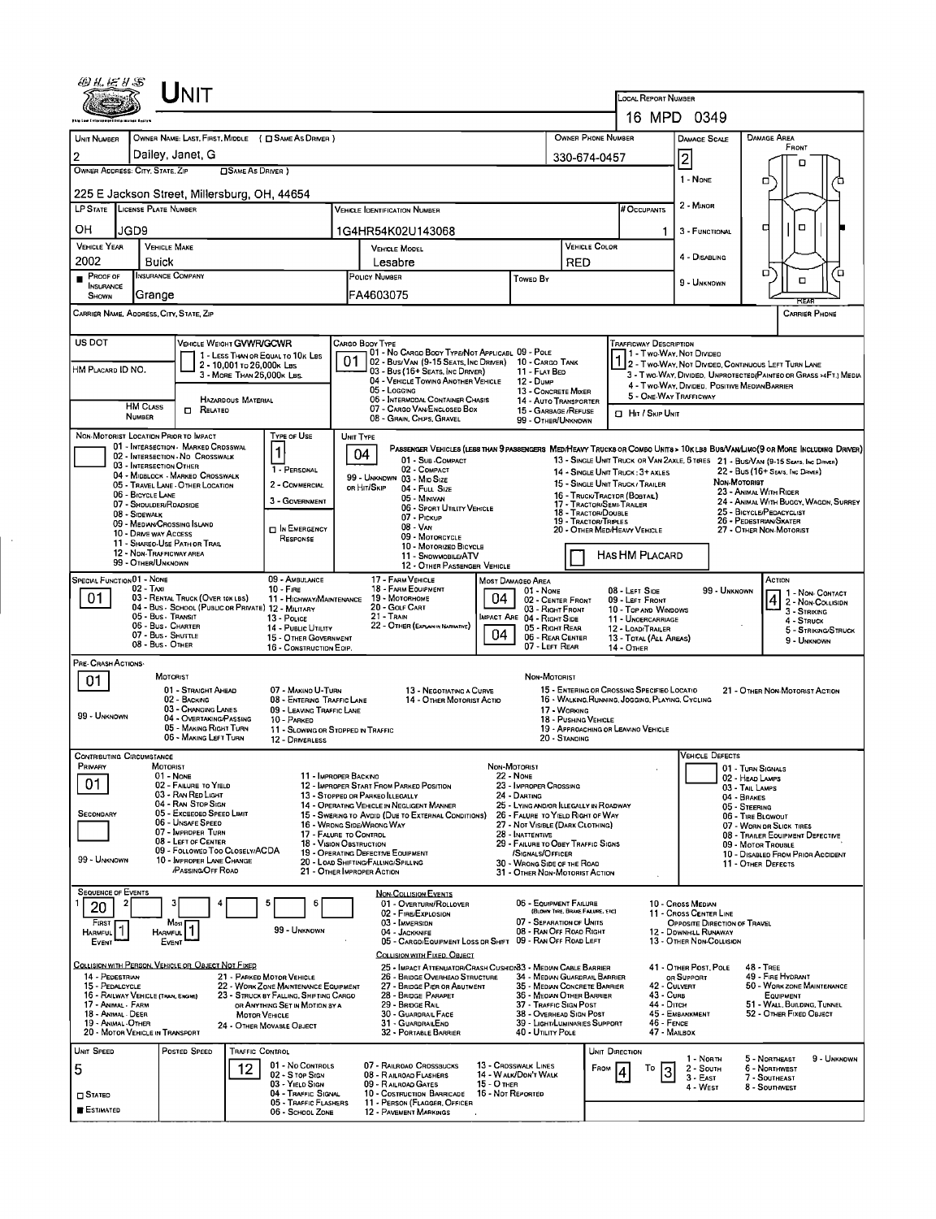# UNIT

LOCAL REPORT NUMBER: 16 MPD 0349

| UNIT NUMBER | OWNER NAME: LAST, FIRST, MIDDLE ( ☐ SAME AS DRIVER ) | OWNER PHONE NUMBER | DAMAGE SCALE | DAMAGE AREA |
|---|---|---|---|---|
| 2 | Dailey, Janet, G | 330-674-0457 | 2 | |

OWNER ADDRESS: CITY, STATE, ZIP ☐ SAME AS DRIVER )
225 E Jackson Street, Millersburg, OH, 44654

Damage Scale: 1 - NONE; 2 - MINOR; 3 - FUNCTIONAL; 4 - DISABLING; 9 - UNKNOWN

| LP STATE | LICENSE PLATE NUMBER | VEHICLE IDENTIFICATION NUMBER | # OCCUPANTS |
|---|---|---|---|
| OH | JGD9 | 1G4HR54K02U143068 | 1 |

| VEHICLE YEAR | VEHICLE MAKE | VEHICLE MODEL | VEHICLE COLOR |
|---|---|---|---|
| 2002 | Buick | Lesabre | RED |

| PROOF OF INSURANCE SHOWN | INSURANCE COMPANY | POLICY NUMBER | TOWED BY |
|---|---|---|---|
| ■ | Grange | FA4603075 | |

CARRIER NAME, ADDRESS, CITY, STATE, ZIP — CARRIER PHONE

US DOT — VEHICLE WEIGHT GVWR/GCWR: 1 - LESS THAN OR EQUAL TO 10K LBS; 2 - 10,001 TO 26,000K LBS; 3 - MORE THAN 26,000K LBS.

HM PLACARD ID NO. — HM CLASS NUMBER — ☐ HAZARDOUS MATERIAL RELATED

CARGO BODY TYPE: **01** — 01 - NO CARGO BODY TYPE/NOT APPLICABLE; 02 - BUS/VAN (9-15 SEATS, INC DRIVER); 03 - BUS (16+ SEATS, INC DRIVER); 04 - VEHICLE TOWING ANOTHER VEHICLE; 05 - LOGGING; 06 - INTERMODAL CONTAINER CHASIS; 07 - CARGO VAN/ENCLOSED BOX; 08 - GRAIN, CHIPS, GRAVEL; 09 - POLE; 10 - CARGO TANK; 11 - FLAT BED; 12 - DUMP; 13 - CONCRETE MIXER; 14 - AUTO TRANSPORTER; 15 - GARBAGE /REFUSE; 99 - OTHER/UNKNOWN

TRAFFICWAY DESCRIPTION: **1** — 1 - TWO-WAY, NOT DIVIDED; 2 - TWO-WAY, NOT DIVIDED, CONTINUOUS LEFT TURN LANE; 3 - TWO-WAY, DIVIDED, UNPROTECTED (PAINTED OR GRASS >4FT.) MEDIA; 4 - TWO-WAY, DIVIDED, POSITIVE MEDIAN BARRIER; 5 - ONE-WAY TRAFFICWAY
☐ HIT / SKIP UNIT

NON-MOTORIST LOCATION PRIOR TO IMPACT: 01 - INTERSECTION - MARKED CROSSWAL; 02 - INTERSECTION - NO CROSSWALK; 03 - INTERSECTION OTHER; 04 - MIDBLOCK - MARKED CROSSWALK; 05 - TRAVEL LANE - OTHER LOCATION; 06 - BICYCLE LANE; 07 - SHOULDER/ROADSIDE; 08 - SIDEWALK; 09 - MEDIAN/CROSSING ISLAND; 10 - DRIVE WAY ACCESS; 11 - SHARED-USE PATH OR TRAIL; 12 - NON-TRAFFICWAY AREA; 99 - OTHER/UNKNOWN

TYPE OF USE: **1** — 1 - PERSONAL; 2 - COMMERCIAL; 3 - GOVERNMENT; ☐ IN EMERGENCY RESPONSE

UNIT TYPE: **04** — PASSENGER VEHICLES (LESS THAN 9 PASSENGERS MED/HEAVY TRUCKS OR COMBO UNITS > 10K LBS BUS/VAN/LIMO(9 OR MORE INCLUDING DRIVER): 01 - SUB-COMPACT; 02 - COMPACT; 99 - UNKNOWN 03 - MID SIZE; OR HIT/SKIP 04 - FULL SIZE; 05 - MINIVAN; 06 - SPORT UTILITY VEHICLE; 07 - PICKUP; 08 - VAN; 09 - MOTORCYCLE; 10 - MOTORIZED BICYCLE; 11 - SNOWMOBILE/ATV; 12 - OTHER PASSENGER VEHICLE; 13 - SINGLE UNIT TRUCK OR VAN 2AXLE, 6 TIRES; 14 - SINGLE UNIT TRUCK: 3+ AXLES; 15 - SINGLE UNIT TRUCK / TRAILER; 16 - TRUCK/TRACTOR (BOBTAIL); 17 - TRACTOR/SEMI-TRAILER; 18 - TRACTOR/DOUBLE; 19 - TRACTOR/TRIPLES; 20 - OTHER MED/HEAVY VEHICLE; 21 - BUS/VAN (9-15 SEATS, INC DRIVER); 22 - BUS (16+ SEATS, INC DRIVER); NON-MOTORIST: 23 - ANIMAL WITH RIDER; 24 - ANIMAL WITH BUGGY, WAGON, SURREY; 25 - BICYCLE/PEDACYCLIST; 26 - PEDESTRIAN/SKATER; 27 - OTHER NON-MOTORIST
☐ HAS HM PLACARD

SPECIAL FUNCTION: **01** — 01 - NONE; 02 - TAXI; 03 - RENTAL TRUCK (OVER 10K LBS); 04 - BUS - SCHOOL (PUBLIC OR PRIVATE); 05 - BUS - TRANSIT; 06 - BUS - CHARTER; 07 - BUS - SHUTTLE; 08 - BUS - OTHER; 09 - AMBULANCE; 10 - FIRE; 11 - HIGHWAY/MAINTENANCE; 12 - MILITARY; 13 - POLICE; 14 - PUBLIC UTILITY; 15 - OTHER GOVERNMENT; 16 - CONSTRUCTION EQIP.; 17 - FARM VEHICLE; 18 - FARM EQUIPMENT; 19 - MOTORHOME; 20 - GOLF CART; 21 - TRAIN; 22 - OTHER (EXPLAIN IN NARRATIVE)

MOST DAMAGED AREA: **04**; IMPACT ARE: **04** — 01 - NONE; 02 - CENTER FRONT; 03 - RIGHT FRONT; 04 - RIGHT SIDE; 05 - RIGHT REAR; 06 - REAR CENTER; 07 - LEFT REAR; 08 - LEFT SIDE; 09 - LEFT FRONT; 10 - TOP AND WINDOWS; 11 - UNDERCARRIAGE; 12 - LOAD/TRAILER; 13 - TOTAL (ALL AREAS); 14 - OTHER; 99 - UNKNOWN

ACTION: **4** — 1 - NON-CONTACT; 2 - NON-COLLISION; 3 - STRIKING; 4 - STRUCK; 5 - STRIKING/STRUCK; 9 - UNKNOWN

PRE-CRASH ACTIONS: **01**
MOTORIST: 01 - STRAIGHT AHEAD; 02 - BACKING; 03 - CHANGING LANES; 04 - OVERTAKING/PASSING; 05 - MAKING RIGHT TURN; 06 - MAKING LEFT TURN; 07 - MAKING U-TURN; 08 - ENTERING TRAFFIC LANE; 09 - LEAVING TRAFFIC LANE; 10 - PARKED; 11 - SLOWING OR STOPPED IN TRAFFIC; 12 - DRIVERLESS; 13 - NEGOTIATING A CURVE; 14 - OTHER MOTORIST ACTIO; 99 - UNKNOWN
NON-MOTORIST: 15 - ENTERING OR CROSSING SPECIFIED LOCATIO; 16 - WALKING, RUNNING, JOGGING, PLAYING, CYCLING; 17 - WORKING; 18 - PUSHING VEHICLE; 19 - APPROACHING OR LEAVING VEHICLE; 20 - STANDING; 21 - OTHER NON-MOTORIST ACTION

CONTRIBUTING CIRCUMSTANCE: PRIMARY **01**; SECONDARY (blank); 99 - UNKNOWN
MOTORIST: 01 - NONE; 02 - FAILURE TO YIELD; 03 - RAN RED LIGHT; 04 - RAN STOP SIGN; 05 - EXCEEDED SPEED LIMIT; 06 - UNSAFE SPEED; 07 - IMPROPER TURN; 08 - LEFT OF CENTER; 09 - FOLLOWED TOO CLOSELY/ACDA; 10 - IMPROPER LANE CHANGE /PASSING/OFF ROAD; 11 - IMPROPER BACKING; 12 - IMPROPER START FROM PARKED POSITION; 13 - STOPPED OR PARKED ILLEGALLY; 14 - OPERATING VEHICLE IN NEGLIGENT MANNER; 15 - SWERING TO AVOID (DUE TO EXTERNAL CONDITIONS); 16 - WRONG SIDE/WRONG WAY; 17 - FAILURE TO CONTROL; 18 - VISION OBSTRUCTION; 19 - OPERATING DEFECTIVE EQUIPMENT; 20 - LOAD SHIFTING/FALLING/SPILLING; 21 - OTHER IMPROPER ACTION
NON-MOTORIST: 22 - NONE; 23 - IMPROPER CROSSING; 24 - DARTING; 25 - LYING AND/OR ILLEGALLY IN ROADWAY; 26 - FALURE TO YIELD RIGHT OF WAY; 27 - NOT VISIBLE (DARK CLOTHING); 28 - INATTENTIVE; 29 - FAILURE TO OBEY TRAFFIC SIGNS /SIGNALS/OFFICER; 30 - WRONG SIDE OF THE ROAD; 31 - OTHER NON-MOTORIST ACTION
VEHICLE DEFECTS: 01 - TURN SIGNALS; 02 - HEAD LAMPS; 03 - TAIL LAMPS; 04 - BRAKES; 05 - STEERING; 06 - TIRE BLOWOUT; 07 - WORN OR SLICK TIRES; 08 - TRAILER EQUIPMENT DEFECTIVE; 09 - MOTOR TROUBLE; 10 - DISABLED FROM PRIOR ACCIDENT; 11 - OTHER DEFECTS

SEQUENCE OF EVENTS: 1: **20**; 2; 3; 4; 5; 6; 99 - UNKNOWN
FIRST HARMFUL EVENT: **1**; MOST HARMFUL EVENT: **1**

NON-COLLISION EVENTS: 01 - OVERTURN/ROLLOVER; 02 - FIRE/EXPLOSION; 03 - IMMERSION; 04 - JACKKNIFE; 05 - CARGO/EQUIPMENT LOSS OR SHIFT; 06 - EQUIPMENT FAILURE (BLOWN TIRE, BRAKE FAILURE, ETC); 07 - SEPARATION OF UNITS; 08 - RAN OFF ROAD RIGHT; 09 - RAN OFF ROAD LEFT; 10 - CROSS MEDIAN; 11 - CROSS CENTER LINE OPPOSITE DIRECTION OF TRAVEL; 12 - DOWNHILL RUNAWAY; 13 - OTHER NON-COLLISION

COLLISION WITH PERSON, VEHICLE OR OBJECT NOT FIXED: 14 - PEDESTRIAN; 15 - PEDALCYCLE; 16 - RAILWAY VEHICLE (TRAIN, ENGINE); 17 - ANIMAL - FARM; 18 - ANIMAL - DEER; 19 - ANIMAL - OTHER; 20 - MOTOR VEHICLE IN TRANSPORT; 21 - PARKED MOTOR VEHICLE; 22 - WORK ZONE MAINTENANCE EQUIPMENT; 23 - STRUCK BY FALLING, SHIFTING CARGO OR ANYTHING SET IN MOTION BY A MOTOR VEHICLE; 24 - OTHER MOVABLE OBJECT

COLLISION WITH FIXED, OBJECT: 25 - IMPACT ATTENUATOR/CRASH CUSHION; 26 - BRIDGE OVERHEAD STRUCTURE; 27 - BRIDGE PIER OR ABUTMENT; 28 - BRIDGE PARAPET; 29 - BRIDGE RAIL; 30 - GUARDRAIL FACE; 31 - GUARDRAIL END; 32 - PORTABLE BARRIER; 33 - MEDIAN CABLE BARRIER; 34 - MEDIAN GUARDRAIL BARRIER; 35 - MEDIAN CONCRETE BARRIER; 36 - MEDIAN OTHER BARRIER; 37 - TRAFFIC SIGN POST; 38 - OVERHEAD SIGN POST; 39 - LIGHT/LUMINARIES SUPPORT; 40 - UTILITY POLE; 41 - OTHER POST, POLE OR SUPPORT; 42 - CULVERT; 43 - CURB; 44 - DITCH; 45 - EMBANKMENT; 46 - FENCE; 47 - MAILBOX; 48 - TREE; 49 - FIRE HYDRANT; 50 - WORK ZONE MAINTENANCE EQUIPMENT; 51 - WALL, BUILDING, TUNNEL; 52 - OTHER FIXED OBJECT

| UNIT SPEED | POSTED SPEED | TRAFFIC CONTROL | UNIT DIRECTION |
|---|---|---|---|
| 5 | 12 | | FROM 4 TO 3 |

☐ STATED ■ ESTIMATED

TRAFFIC CONTROL: 01 - NO CONTROLS; 02 - STOP SIGN; 03 - YIELD SIGN; 04 - TRAFFIC SIGNAL; 05 - TRAFFIC FLASHERS; 06 - SCHOOL ZONE; 07 - RAILROAD CROSSBUCKS; 08 - RAILROAD FLASHERS; 09 - RAILROAD GATES; 10 - COSTRUCTION BARRICADE; 11 - PERSON (FLAGGER, OFFICER); 12 - PAVEMENT MARKINGS; 13 - CROSSWALK LINES; 14 - WALK/DON'T WALK; 15 - OTHER; 16 - NOT REPORTED

UNIT DIRECTION: 1 - NORTH; 2 - SOUTH; 3 - EAST; 4 - WEST; 5 - NORTHEAST; 6 - NORTHWEST; 7 - SOUTHEAST; 8 - SOUTHWEST; 9 - UNKNOWN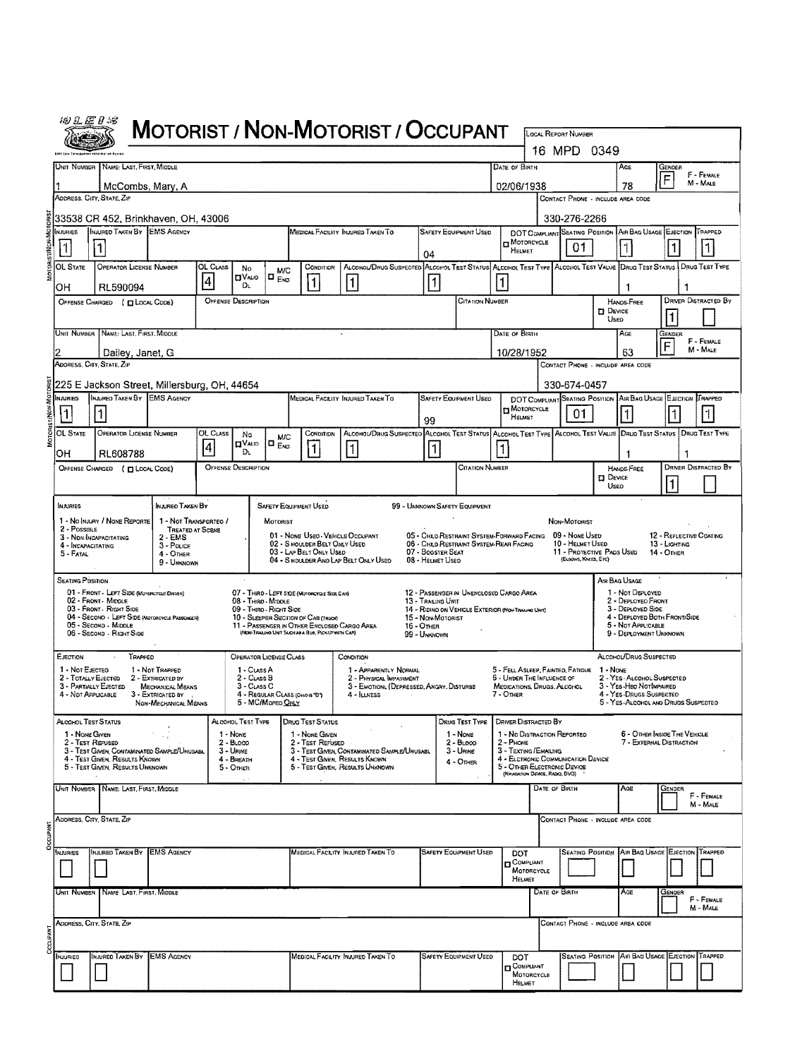# MOTORIST / NON-MOTORIST / OCCUPANT

OLEIS

Local Report Number: 16 MPD 0349

## MOTORIST/NON-MOTORIST

| Unit Number | Name: Last, First, Middle | Date of Birth | Age | Gender |
|---|---|---|---|---|
| 1 | McCombs, Mary, A | 02/06/1938 | 78 | F |

Address, City, State, Zip: 33538 CR 452, Brinkhaven, OH, 43006

Contact Phone - include area code: 330-276-2266

| Injuries | Injured Taken By | EMS Agency | Medical Facility Injured Taken To | Safety Equipment Used | DOT Compliant Motorcycle Helmet | Seating Position | Air Bag Usage | Ejection | Trapped |
|---|---|---|---|---|---|---|---|---|---|
| 1 | 1 | | | 04 | | 01 | 1 | 1 | 1 |

| OL State | Operator License Number | OL Class | No Valid DL | M/C End | Condition | Alcohol/Drug Suspected | Alcohol Test Status | Alcohol Test Type | Alcohol Test Value | Drug Test Status | Drug Test Type |
|---|---|---|---|---|---|---|---|---|---|---|---|
| OH | RL590094 | 4 | | | 1 | 1 | 1 | 1 | | 1 | 1 |

| Offense Charged (Local Code) | Offense Description | Citation Number | Hands-Free Device Used | Driver Distracted By |
|---|---|---|---|---|
| | | | | 1 |

## MOTORIST/NON-MOTORIST

| Unit Number | Name: Last, First, Middle | Date of Birth | Age | Gender |
|---|---|---|---|---|
| 2 | Dailey, Janet, G | 10/28/1952 | 63 | F |

Address, City, State, Zip: 225 E Jackson Street, Millersburg, OH, 44654

Contact Phone - include area code: 330-674-0457

| Injuries | Injured Taken By | EMS Agency | Medical Facility Injured Taken To | Safety Equipment Used | DOT Compliant Motorcycle Helmet | Seating Position | Air Bag Usage | Ejection | Trapped |
|---|---|---|---|---|---|---|---|---|---|
| 1 | 1 | | | 99 | | 01 | 1 | 1 | 1 |

| OL State | Operator License Number | OL Class | No Valid DL | M/C End | Condition | Alcohol/Drug Suspected | Alcohol Test Status | Alcohol Test Type | Alcohol Test Value | Drug Test Status | Drug Test Type |
|---|---|---|---|---|---|---|---|---|---|---|---|
| OH | RL608788 | 4 | | | 1 | 1 | 1 | 1 | | 1 | 1 |

| Offense Charged (Local Code) | Offense Description | Citation Number | Hands-Free Device Used | Driver Distracted By |
|---|---|---|---|---|
| | | | | 1 |

## Codes

**Injuries**
1 - No Injury / None Reported
2 - Possible
3 - Non-Incapacitating
4 - Incapacitating
5 - Fatal

**Injured Taken By**
1 - Not Transported / Treated at Scene
2 - EMS
3 - Police
4 - Other
9 - Unknown

**Safety Equipment Used**
Motorist:
01 - None Used - Vehicle Occupant
02 - Shoulder Belt Only Used
03 - Lap Belt Only Used
04 - Shoulder and Lap Belt Only Used
05 - Child Restraint System-Forward Facing
06 - Child Restraint System-Rear Facing
07 - Booster Seat
08 - Helmet Used
99 - Unknown Safety Equipment

Non-Motorist:
09 - None Used
10 - Helmet Used
11 - Protective Pads Used (Elbows, Knees, Etc)
12 - Reflective Coating
13 - Lighting
14 - Other

**Seating Position**
01 - Front - Left Side (Motorcycle Driver)
02 - Front - Middle
03 - Front - Right Side
04 - Second - Left Side (Motorcycle Passenger)
05 - Second - Middle
06 - Second - Right Side
07 - Third - Left Side (Motorcycle Side Car)
08 - Third - Middle
09 - Third - Right Side
10 - Sleeper Section of Cab (Truck)
11 - Passenger in Other Enclosed Cargo Area (Non-Trailing Unit Such as a Bus, Pick-up with Cap)
12 - Passenger in Unenclosed Cargo Area
13 - Trailing Unit
14 - Riding on Vehicle Exterior (Non-Trailing Unit)
15 - Non-Motorist
16 - Other
99 - Unknown

**Air Bag Usage**
1 - Not Deployed
2 - Deployed Front
3 - Deployed Side
4 - Deployed Both Front/Side
5 - Not Applicable
9 - Deployment Unknown

**Ejection**
1 - Not Ejected
2 - Totally Ejected
3 - Partially Ejected
4 - Not Applicable

**Trapped**
1 - Not Trapped
2 - Extricated by Mechanical Means
3 - Extricated by Non-Mechanical Means

**Operator License Class**
1 - Class A
2 - Class B
3 - Class C
4 - Regular Class (Ohio is "D")
5 - MC/Moped Only

**Condition**
1 - Apparently Normal
2 - Physical Impairment
3 - Emotional (Depressed, Angry, Disturbed)
4 - Illness
5 - Fell Asleep, Fainted, Fatigue
6 - Under the Influence of Medications, Drugs, Alcohol
7 - Other

**Alcohol/Drug Suspected**
1 - None
2 - Yes - Alcohol Suspected
3 - Yes - Hbd Not Impaired
4 - Yes - Drugs Suspected
5 - Yes - Alcohol and Drugs Suspected

**Alcohol Test Status**
1 - None Given
2 - Test Refused
3 - Test Given, Contaminated Sample/Unusable
4 - Test Given, Results Known
5 - Test Given, Results Unknown

**Alcohol Test Type**
1 - None
2 - Blood
3 - Urine
4 - Breath
5 - Other

**Drug Test Status**
1 - None Given
2 - Test Refused
3 - Test Given, Contaminated Sample/Unusable
4 - Test Given, Results Known
5 - Test Given, Results Unknown

**Drug Test Type**
1 - None
2 - Blood
3 - Urine
4 - Other

**Driver Distracted By**
1 - No Distraction Reported
2 - Phone
3 - Texting /Emailing
4 - Electronic Communication Device
5 - Other Electronic Device (Navigation Device, Radio, DVD)
6 - Other Inside the Vehicle
7 - External Distraction

## OCCUPANT

| Unit Number | Name: Last, First, Middle | Date of Birth | Age | Gender |
|---|---|---|---|---|
| | | | | |

Address, City, State, Zip:

Contact Phone - include area code:

| Injuries | Injured Taken By | EMS Agency | Medical Facility Injured Taken To | Safety Equipment Used | DOT Compliant Motorcycle Helmet | Seating Position | Air Bag Usage | Ejection | Trapped |
|---|---|---|---|---|---|---|---|---|---|
| | | | | | | | | | |

## OCCUPANT

| Unit Number | Name: Last, First, Middle | Date of Birth | Age | Gender |
|---|---|---|---|---|
| | | | | |

Address, City, State, Zip:

Contact Phone - include area code:

| Injuries | Injured Taken By | EMS Agency | Medical Facility Injured Taken To | Safety Equipment Used | DOT Compliant Motorcycle Helmet | Seating Position | Air Bag Usage | Ejection | Trapped |
|---|---|---|---|---|---|---|---|---|---|
| | | | | | | | | | |